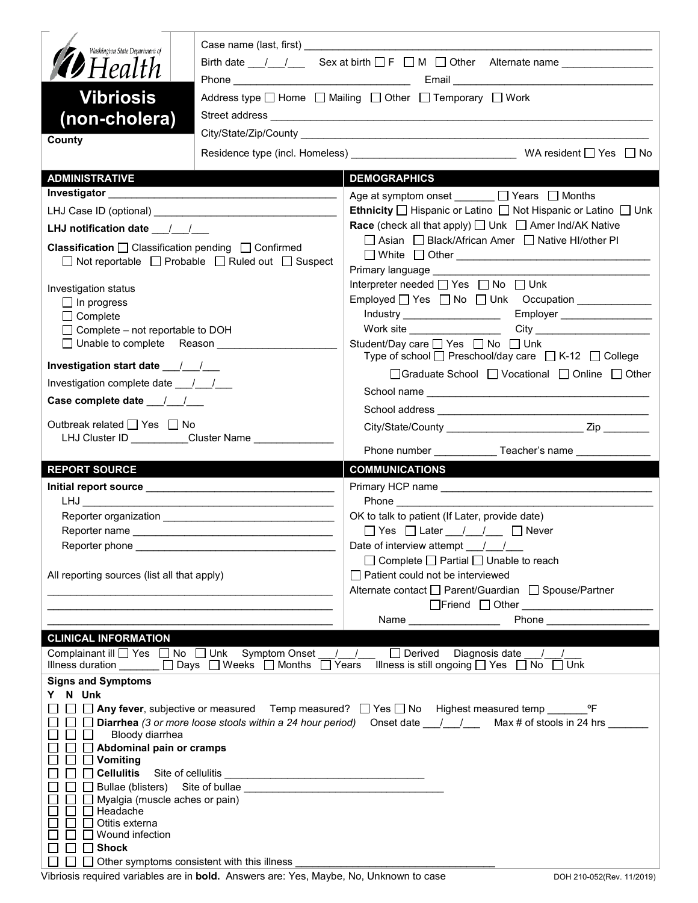Washington State Department of Health

# Vibriosis (non-cholera)

**County**

Case name (last, first) ___________________________

Birth date ___/___/___ Sex at birth ☐ F ☐ M ☐ Other Alternate name _______________

Phone ___________________ Email ___________________

Address type ☐ Home ☐ Mailing ☐ Other ☐ Temporary ☐ Work

Street address ___________________________

City/State/Zip/County ___________________________

Residence type (incl. Homeless) ___________________ WA resident ☐ Yes ☐ No

## ADMINISTRATIVE

**Investigator** ___________________________

LHJ Case ID (optional) ___________________________

**LHJ notification date** ___/___/___

**Classification** ☐ Classification pending ☐ Confirmed
☐ Not reportable ☐ Probable ☐ Ruled out ☐ Suspect

Investigation status
- ☐ In progress
- ☐ Complete
- ☐ Complete – not reportable to DOH
- ☐ Unable to complete Reason _______________

**Investigation start date** ___/___/___

Investigation complete date ___/___/___

**Case complete date** ___/___/___

Outbreak related ☐ Yes ☐ No
LHJ Cluster ID __________ Cluster Name ______________

## DEMOGRAPHICS

Age at symptom onset _______ ☐ Years ☐ Months

**Ethnicity** ☐ Hispanic or Latino ☐ Not Hispanic or Latino ☐ Unk

**Race** (check all that apply) ☐ Unk ☐ Amer Ind/AK Native
☐ Asian ☐ Black/African Amer ☐ Native HI/other PI
☐ White ☐ Other ___________________

Primary language ___________________

Interpreter needed ☐ Yes ☐ No ☐ Unk

Employed ☐ Yes ☐ No ☐ Unk Occupation _____________
Industry _________________ Employer ________________
Work site ________________ City ____________________

Student/Day care ☐ Yes ☐ No ☐ Unk
Type of school ☐ Preschool/day care ☐ K-12 ☐ College
☐ Graduate School ☐ Vocational ☐ Online ☐ Other
School name ___________________
School address ___________________
City/State/County ___________________ Zip ________
Phone number ___________ Teacher's name _____________

## REPORT SOURCE

**Initial report source** ___________________
LHJ ___________________
Reporter organization ___________________
Reporter name ___________________
Reporter phone ___________________

All reporting sources (list all that apply)
___________________
___________________
___________________

## COMMUNICATIONS

Primary HCP name ___________________
Phone ___________________

OK to talk to patient (If Later, provide date)
☐ Yes ☐ Later ___/___/___ ☐ Never

Date of interview attempt ___/___/___
☐ Complete ☐ Partial ☐ Unable to reach

☐ Patient could not be interviewed

Alternate contact ☐ Parent/Guardian ☐ Spouse/Partner
☐ Friend ☐ Other ___________________
Name _______________ Phone __________________

## CLINICAL INFORMATION

Complainant ill ☐ Yes ☐ No ☐ Unk Symptom Onset ___/___/___ ☐ Derived Diagnosis date ___/___/___
Illness duration _______ ☐ Days ☐ Weeks ☐ Months ☐ Years Illness is still ongoing ☐ Yes ☐ No ☐ Unk

**Signs and Symptoms**

Y N Unk
- ☐ ☐ ☐ **Any fever**, subjective or measured Temp measured? ☐ Yes ☐ No Highest measured temp _______ºF
- ☐ ☐ ☐ **Diarrhea** *(3 or more loose stools within a 24 hour period)* Onset date ___/___/___ Max # of stools in 24 hrs _______
- ☐ ☐ ☐ Bloody diarrhea
- ☐ ☐ ☐ **Abdominal pain or cramps**
- ☐ ☐ ☐ **Vomiting**
- ☐ ☐ ☐ **Cellulitis** Site of cellulitis ___________________
- ☐ ☐ ☐ Bullae (blisters) Site of bullae ___________________
- ☐ ☐ ☐ Myalgia (muscle aches or pain)
- ☐ ☐ ☐ Headache
- ☐ ☐ ☐ Otitis externa
- ☐ ☐ ☐ Wound infection
- ☐ ☐ ☐ **Shock**
- ☐ ☐ ☐ Other symptoms consistent with this illness ___________________

Vibriosis required variables are in **bold**. Answers are: Yes, Maybe, No, Unknown to case

DOH 210-052(Rev. 11/2019)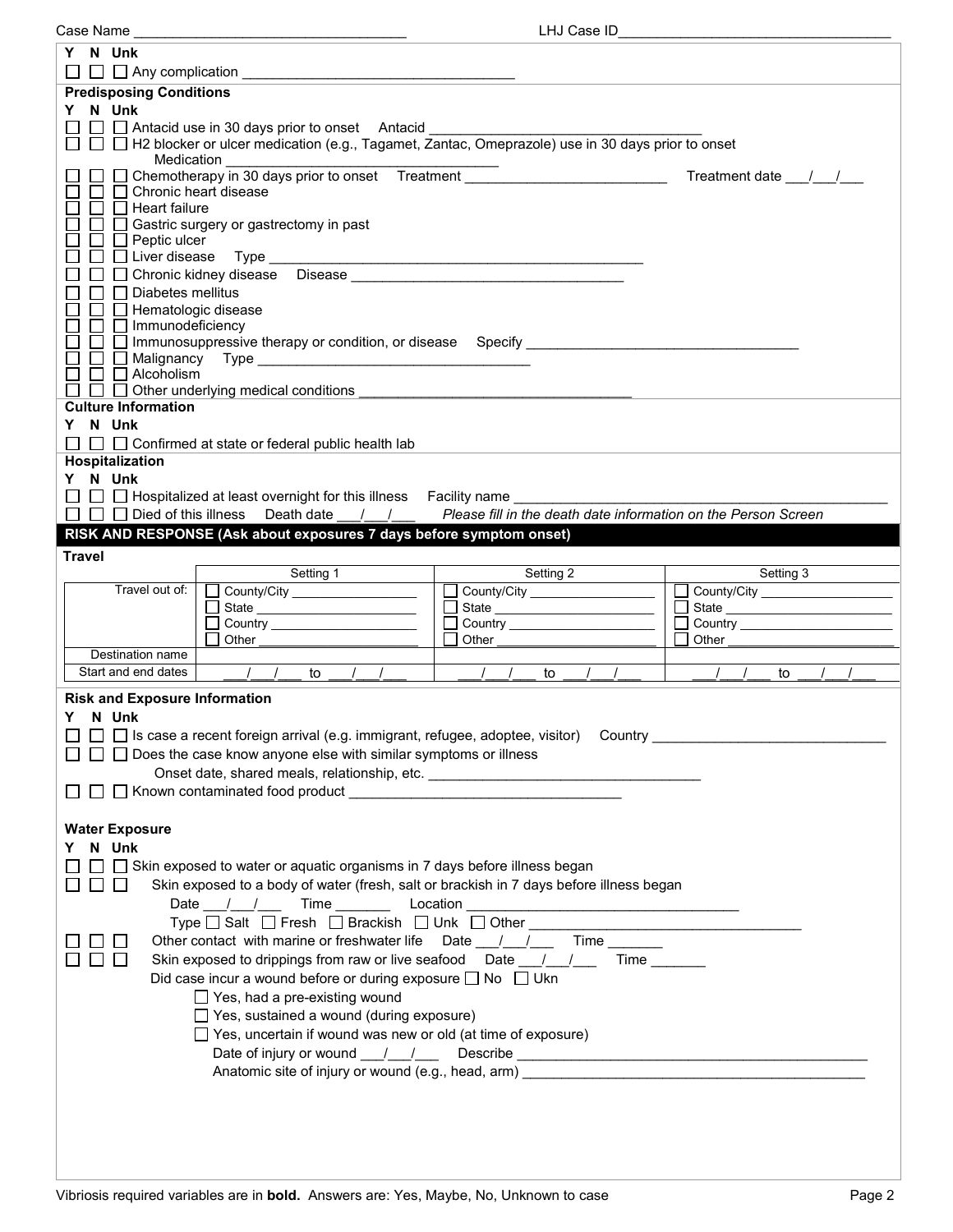Case Name ________________________________ LHJ Case ID________________________________

Y N Unk

☐ ☐ ☐ Any complication ________________________________

**Predisposing Conditions**

Y N Unk

☐ ☐ ☐ Antacid use in 30 days prior to onset Antacid ________________________________

☐ ☐ ☐ H2 blocker or ulcer medication (e.g., Tagamet, Zantac, Omeprazole) use in 30 days prior to onset
Medication ________________________________

☐ ☐ ☐ Chemotherapy in 30 days prior to onset Treatment ________________________ Treatment date ___/___/___

☐ ☐ ☐ Chronic heart disease

☐ ☐ ☐ Heart failure

☐ ☐ ☐ Gastric surgery or gastrectomy in past

☐ ☐ ☐ Peptic ulcer

☐ ☐ ☐ Liver disease Type ________________________________

☐ ☐ ☐ Chronic kidney disease Disease ________________________________

☐ ☐ ☐ Diabetes mellitus

☐ ☐ ☐ Hematologic disease

☐ ☐ ☐ Immunodeficiency

☐ ☐ ☐ Immunosuppressive therapy or condition, or disease Specify ________________________________

☐ ☐ ☐ Malignancy Type ________________________________

☐ ☐ ☐ Alcoholism

☐ ☐ ☐ Other underlying medical conditions ________________________________

**Culture Information**

Y N Unk

☐ ☐ ☐ Confirmed at state or federal public health lab

**Hospitalization**

Y N Unk

☐ ☐ ☐ Hospitalized at least overnight for this illness Facility name ________________________________

☐ ☐ ☐ Died of this illness Death date ___/___/___ *Please fill in the death date information on the Person Screen*

## RISK AND RESPONSE (Ask about exposures 7 days before symptom onset)

**Travel**

| | Setting 1 | Setting 2 | Setting 3 |
|---|---|---|---|
| Travel out of: | ☐ County/City ________ ☐ State ________ ☐ Country ________ ☐ Other ________ | ☐ County/City ________ ☐ State ________ ☐ Country ________ ☐ Other ________ | ☐ County/City ________ ☐ State ________ ☐ Country ________ ☐ Other ________ |
| Destination name | | | |
| Start and end dates | ___/___/___ to ___/___/___ | ___/___/___ to ___/___/___ | ___/___/___ to ___/___/___ |

**Risk and Exposure Information**

Y N Unk

☐ ☐ ☐ Is case a recent foreign arrival (e.g. immigrant, refugee, adoptee, visitor) Country ________________________________

☐ ☐ ☐ Does the case know anyone else with similar symptoms or illness
Onset date, shared meals, relationship, etc. ________________________________

☐ ☐ ☐ Known contaminated food product ________________________________

**Water Exposure**

Y N Unk

☐ ☐ ☐ Skin exposed to water or aquatic organisms in 7 days before illness began

☐ ☐ ☐ Skin exposed to a body of water (fresh, salt or brackish in 7 days before illness began
Date ___/___/___ Time _______ Location ________________________________
Type ☐ Salt ☐ Fresh ☐ Brackish ☐ Unk ☐ Other ________________________________

☐ ☐ ☐ Other contact with marine or freshwater life Date ___/___/___ Time _______

☐ ☐ ☐ Skin exposed to drippings from raw or live seafood Date ___/___/___ Time _______

Did case incur a wound before or during exposure ☐ No ☐ Ukn

☐ Yes, had a pre-existing wound

☐ Yes, sustained a wound (during exposure)

☐ Yes, uncertain if wound was new or old (at time of exposure)

Date of injury or wound ___/___/___ Describe ________________________________

Anatomic site of injury or wound (e.g., head, arm) ________________________________

Vibriosis required variables are in **bold.** Answers are: Yes, Maybe, No, Unknown to case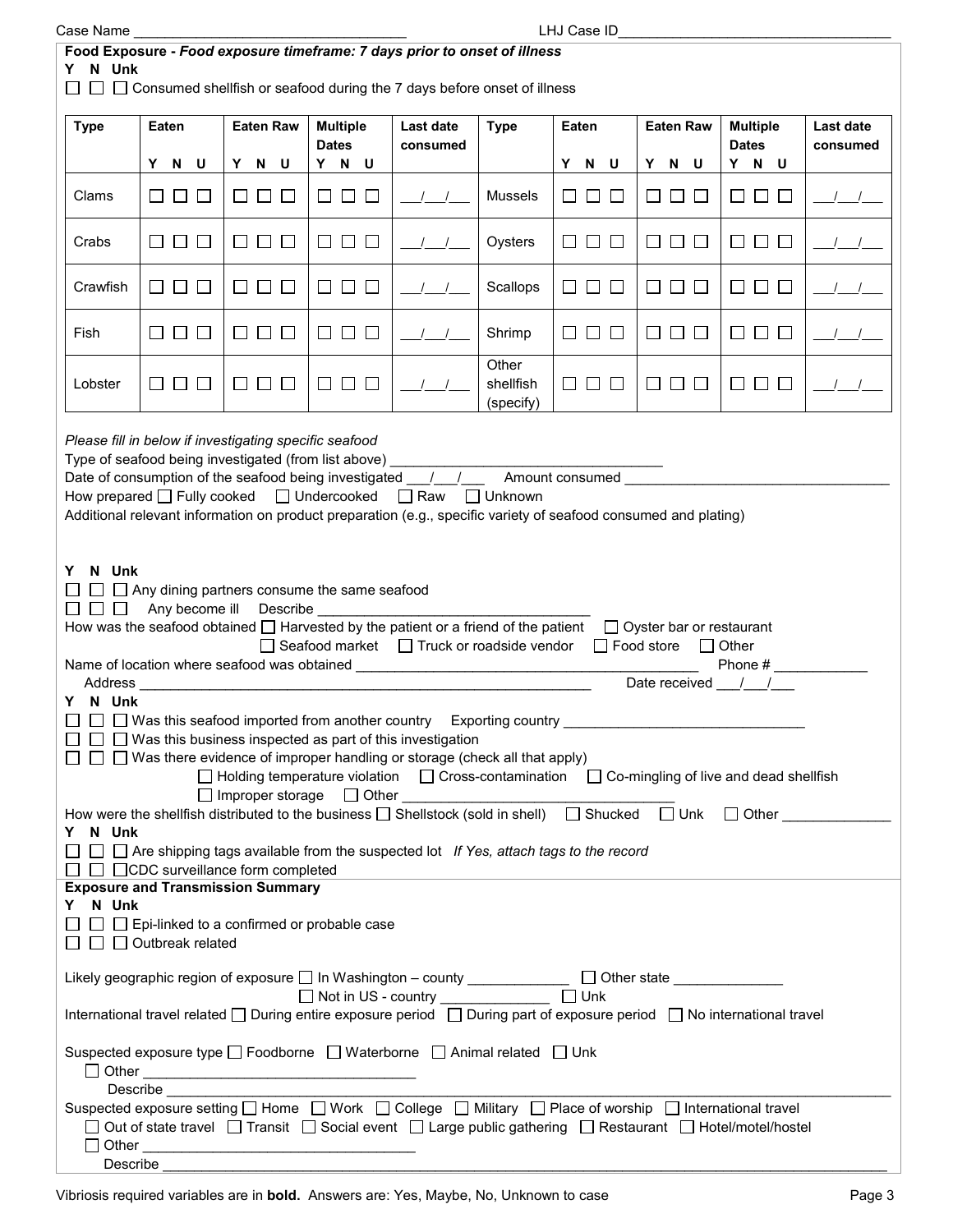Case Name ___________________________________ LHJ Case ID___________________________________

**Food Exposure -** ***Food exposure timeframe: 7 days prior to onset of illness***

**Y N Unk**

☐ ☐ ☐ Consumed shellfish or seafood during the 7 days before onset of illness

| Type | Eaten<br>Y N U | Eaten Raw<br>Y N U | Multiple Dates<br>Y N U | Last date consumed | Type | Eaten<br>Y N U | Eaten Raw<br>Y N U | Multiple Dates<br>Y N U | Last date consumed |
|---|---|---|---|---|---|---|---|---|---|
| Clams | ☐ ☐ ☐ | ☐ ☐ ☐ | ☐ ☐ ☐ | ___/___/___ | Mussels | ☐ ☐ ☐ | ☐ ☐ ☐ | ☐ ☐ ☐ | ___/___/___ |
| Crabs | ☐ ☐ ☐ | ☐ ☐ ☐ | ☐ ☐ ☐ | ___/___/___ | Oysters | ☐ ☐ ☐ | ☐ ☐ ☐ | ☐ ☐ ☐ | ___/___/___ |
| Crawfish | ☐ ☐ ☐ | ☐ ☐ ☐ | ☐ ☐ ☐ | ___/___/___ | Scallops | ☐ ☐ ☐ | ☐ ☐ ☐ | ☐ ☐ ☐ | ___/___/___ |
| Fish | ☐ ☐ ☐ | ☐ ☐ ☐ | ☐ ☐ ☐ | ___/___/___ | Shrimp | ☐ ☐ ☐ | ☐ ☐ ☐ | ☐ ☐ ☐ | ___/___/___ |
| Lobster | ☐ ☐ ☐ | ☐ ☐ ☐ | ☐ ☐ ☐ | ___/___/___ | Other shellfish (specify) | ☐ ☐ ☐ | ☐ ☐ ☐ | ☐ ☐ ☐ | ___/___/___ |

*Please fill in below if investigating specific seafood*

Type of seafood being investigated (from list above) ___________________________________

Date of consumption of the seafood being investigated ___/___/___ Amount consumed ___________________________________

How prepared ☐ Fully cooked ☐ Undercooked ☐ Raw ☐ Unknown

Additional relevant information on product preparation (e.g., specific variety of seafood consumed and plating)

**Y N Unk**

☐ ☐ ☐ Any dining partners consume the same seafood

☐ ☐ ☐ Any become ill Describe ___________________________________

How was the seafood obtained ☐ Harvested by the patient or a friend of the patient ☐ Oyster bar or restaurant ☐ Seafood market ☐ Truck or roadside vendor ☐ Food store ☐ Other

Name of location where seafood was obtained ___________________________________ Phone # ____________

Address ___________________________________ Date received ___/___/___

**Y N Unk**

☐ ☐ ☐ Was this seafood imported from another country Exporting country _______________________________

☐ ☐ ☐ Was this business inspected as part of this investigation

☐ ☐ ☐ Was there evidence of improper handling or storage (check all that apply)

☐ Holding temperature violation ☐ Cross-contamination ☐ Co-mingling of live and dead shellfish ☐ Improper storage ☐ Other ___________________________________

How were the shellfish distributed to the business ☐ Shellstock (sold in shell) ☐ Shucked ☐ Unk ☐ Other ______________

**Y N Unk**

☐ ☐ ☐ Are shipping tags available from the suspected lot *If Yes, attach tags to the record*

☐ ☐ ☐ CDC surveillance form completed

**Exposure and Transmission Summary**

**Y N Unk**

☐ ☐ ☐ Epi-linked to a confirmed or probable case

☐ ☐ ☐ Outbreak related

Likely geographic region of exposure ☐ In Washington – county _____________ ☐ Other state ______________ ☐ Not in US - country ______________ ☐ Unk

International travel related ☐ During entire exposure period ☐ During part of exposure period ☐ No international travel

Suspected exposure type ☐ Foodborne ☐ Waterborne ☐ Animal related ☐ Unk

☐ Other ___________________________________

Describe ___________________________________

Suspected exposure setting ☐ Home ☐ Work ☐ College ☐ Military ☐ Place of worship ☐ International travel ☐ Out of state travel ☐ Transit ☐ Social event ☐ Large public gathering ☐ Restaurant ☐ Hotel/motel/hostel

☐ Other ___________________________________

Describe ___________________________________

Vibriosis required variables are in **bold**. Answers are: Yes, Maybe, No, Unknown to case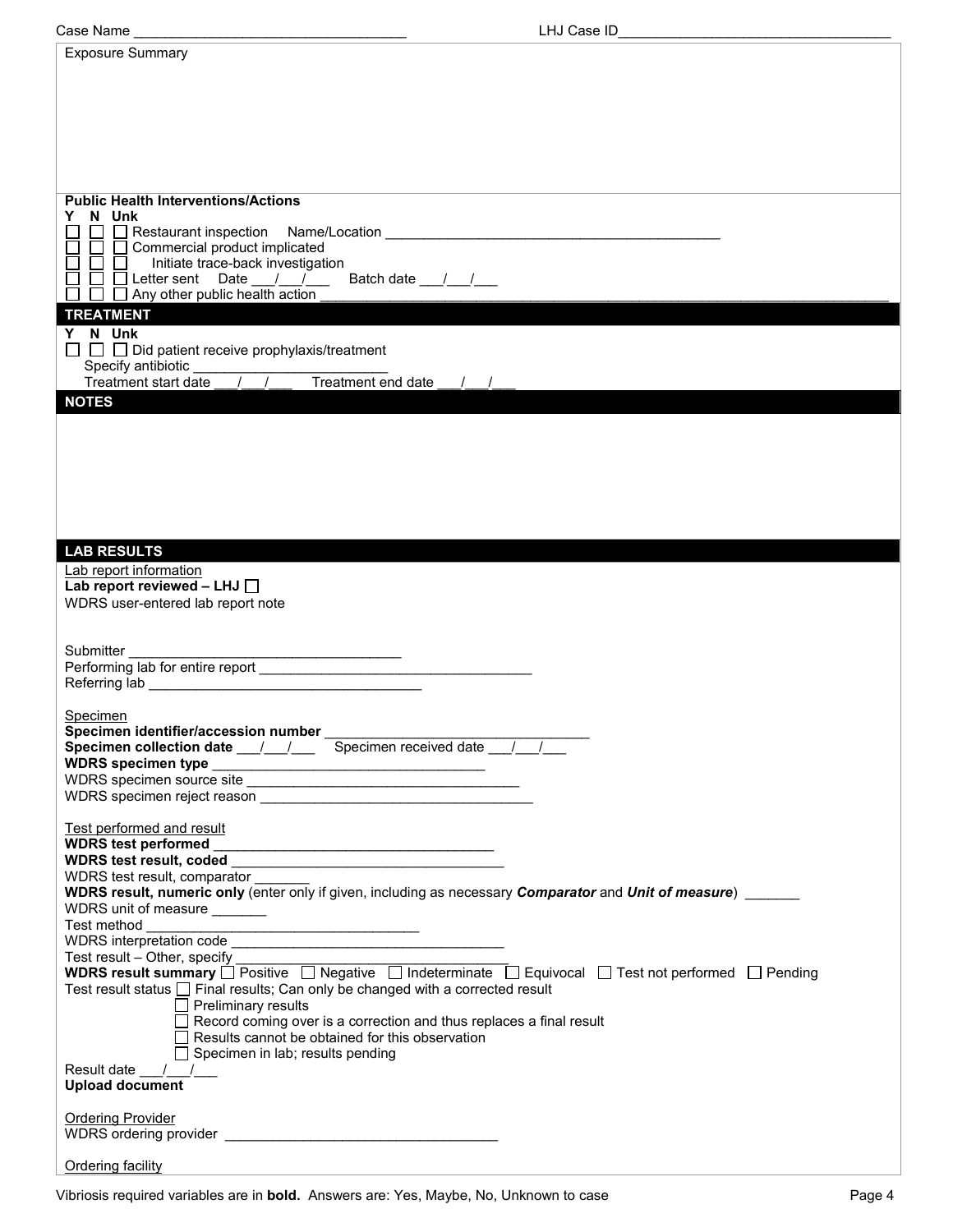Case Name ___________________________________ LHJ Case ID___________________________________

Exposure Summary

**Public Health Interventions/Actions**

**Y N Unk**

☐ ☐ ☐ Restaurant inspection Name/Location ___________________________________________

☐ ☐ ☐ Commercial product implicated

☐ ☐ ☐ Initiate trace-back investigation

☐ ☐ ☐ Letter sent Date ___/___/___ Batch date ___/___/___

☐ ☐ ☐ Any other public health action ___________________________________________

## TREATMENT

**Y N Unk**

☐ ☐ ☐ Did patient receive prophylaxis/treatment

Specify antibiotic ________________________

Treatment start date ___/___/___ Treatment end date ___/___/___

## NOTES

## LAB RESULTS

Lab report information

**Lab report reviewed – LHJ** ☐

WDRS user-entered lab report note

Submitter ___________________________________

Performing lab for entire report ___________________________________

Referring lab ___________________________________

Specimen

**Specimen identifier/accession number** ___________________________________

**Specimen collection date** ___/___/___ Specimen received date ___/___/___

**WDRS specimen type** ___________________________________

WDRS specimen source site ___________________________________

WDRS specimen reject reason ___________________________________

Test performed and result

**WDRS test performed** ___________________________________

**WDRS test result, coded** ___________________________________

WDRS test result, comparator _______

**WDRS result, numeric only** (enter only if given, including as necessary ***Comparator*** and ***Unit of measure***) _______

WDRS unit of measure _______

Test method ___________________________________

WDRS interpretation code ___________________________________

Test result – Other, specify ___________________________________

**WDRS result summary** ☐ Positive ☐ Negative ☐ Indeterminate ☐ Equivocal ☐ Test not performed ☐ Pending

Test result status ☐ Final results; Can only be changed with a corrected result

☐ Preliminary results

☐ Record coming over is a correction and thus replaces a final result

☐ Results cannot be obtained for this observation

☐ Specimen in lab; results pending

Result date ___/___/___

**Upload document**

Ordering Provider

WDRS ordering provider ___________________________________

Ordering facility

Vibriosis required variables are in **bold.** Answers are: Yes, Maybe, No, Unknown to case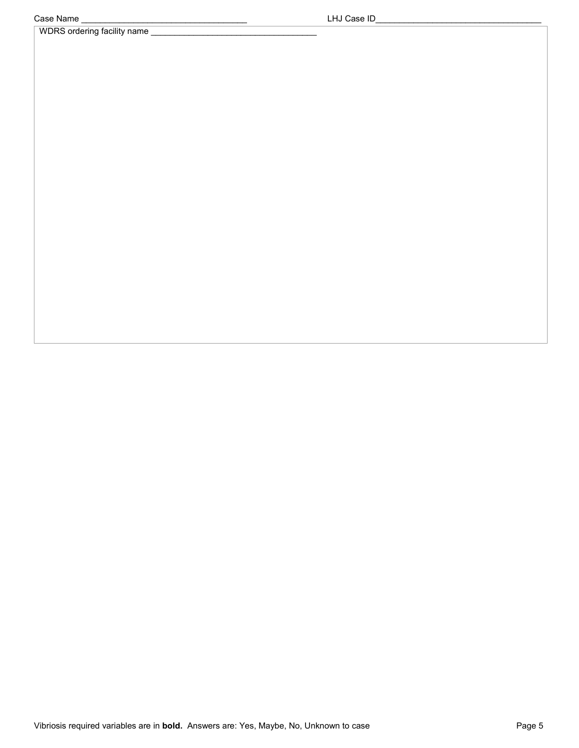Case Name ___________________________________ LHJ Case ID___________________________________

WDRS ordering facility name ___________________________________

Vibriosis required variables are in **bold.** Answers are: Yes, Maybe, No, Unknown to case